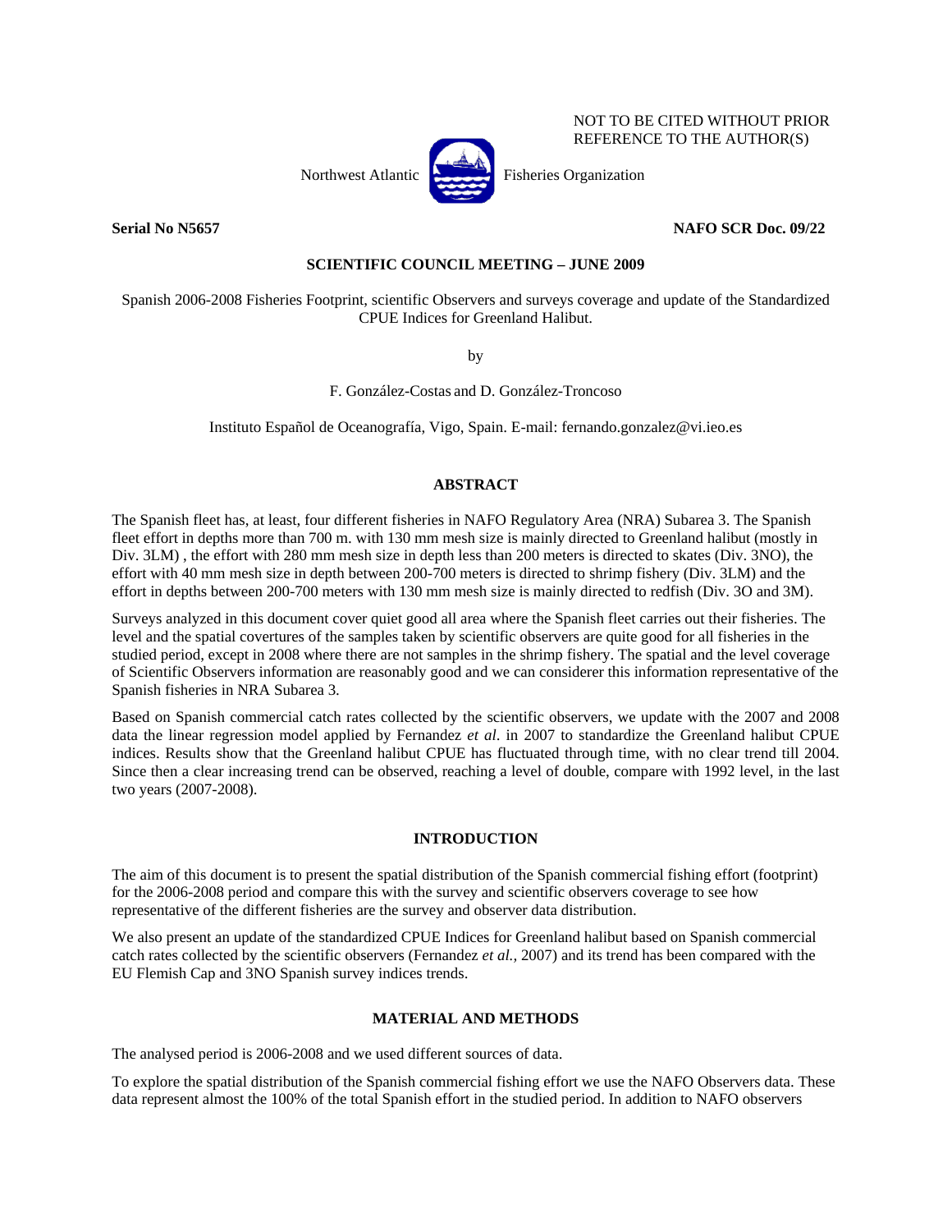NOT TO BE CITED WITHOUT PRIOR REFERENCE TO THE AUTHOR(S)

Northwest Atlantic Fisheries Organization

**Serial No N5657** **NAFO SCR Doc. 09/22**

**SCIENTIFIC COUNCIL MEETING – JUNE 2009**

Spanish 2006-2008 Fisheries Footprint, scientific Observers and surveys coverage and update of the Standardized CPUE Indices for Greenland Halibut.

by

F. González-Costas and D. González-Troncoso

Instituto Español de Oceanografía, Vigo, Spain. E-mail: fernando.gonzalez@vi.ieo.es

## ABSTRACT

The Spanish fleet has, at least, four different fisheries in NAFO Regulatory Area (NRA) Subarea 3. The Spanish fleet effort in depths more than 700 m. with 130 mm mesh size is mainly directed to Greenland halibut (mostly in Div. 3LM) , the effort with 280 mm mesh size in depth less than 200 meters is directed to skates (Div. 3NO), the effort with 40 mm mesh size in depth between 200-700 meters is directed to shrimp fishery (Div. 3LM) and the effort in depths between 200-700 meters with 130 mm mesh size is mainly directed to redfish (Div. 3O and 3M).

Surveys analyzed in this document cover quiet good all area where the Spanish fleet carries out their fisheries. The level and the spatial covertures of the samples taken by scientific observers are quite good for all fisheries in the studied period, except in 2008 where there are not samples in the shrimp fishery. The spatial and the level coverage of Scientific Observers information are reasonably good and we can considerer this information representative of the Spanish fisheries in NRA Subarea 3.

Based on Spanish commercial catch rates collected by the scientific observers, we update with the 2007 and 2008 data the linear regression model applied by Fernandez *et al*. in 2007 to standardize the Greenland halibut CPUE indices. Results show that the Greenland halibut CPUE has fluctuated through time, with no clear trend till 2004. Since then a clear increasing trend can be observed, reaching a level of double, compare with 1992 level, in the last two years (2007-2008).

## INTRODUCTION

The aim of this document is to present the spatial distribution of the Spanish commercial fishing effort (footprint) for the 2006-2008 period and compare this with the survey and scientific observers coverage to see how representative of the different fisheries are the survey and observer data distribution.

We also present an update of the standardized CPUE Indices for Greenland halibut based on Spanish commercial catch rates collected by the scientific observers (Fernandez *et al.,* 2007) and its trend has been compared with the EU Flemish Cap and 3NO Spanish survey indices trends.

## MATERIAL AND METHODS

The analysed period is 2006-2008 and we used different sources of data.

To explore the spatial distribution of the Spanish commercial fishing effort we use the NAFO Observers data. These data represent almost the 100% of the total Spanish effort in the studied period. In addition to NAFO observers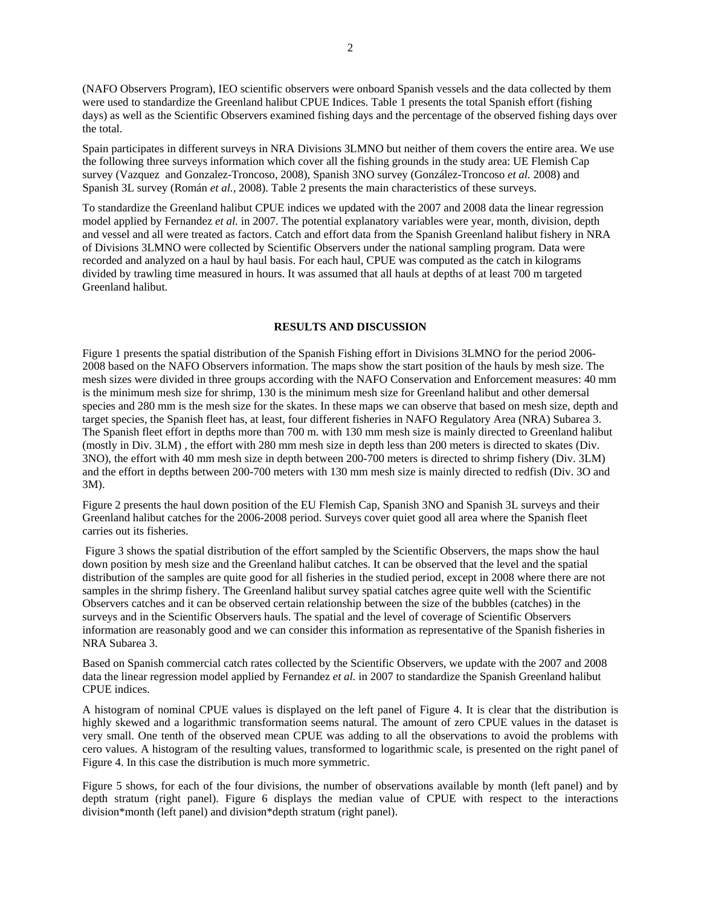(NAFO Observers Program), IEO scientific observers were onboard Spanish vessels and the data collected by them were used to standardize the Greenland halibut CPUE Indices. Table 1 presents the total Spanish effort (fishing days) as well as the Scientific Observers examined fishing days and the percentage of the observed fishing days over the total.

Spain participates in different surveys in NRA Divisions 3LMNO but neither of them covers the entire area. We use the following three surveys information which cover all the fishing grounds in the study area: UE Flemish Cap survey (Vazquez and Gonzalez-Troncoso, 2008), Spanish 3NO survey (González-Troncoso *et al.* 2008) and Spanish 3L survey (Román *et al.*, 2008). Table 2 presents the main characteristics of these surveys.

To standardize the Greenland halibut CPUE indices we updated with the 2007 and 2008 data the linear regression model applied by Fernandez *et al.* in 2007. The potential explanatory variables were year, month, division, depth and vessel and all were treated as factors. Catch and effort data from the Spanish Greenland halibut fishery in NRA of Divisions 3LMNO were collected by Scientific Observers under the national sampling program. Data were recorded and analyzed on a haul by haul basis. For each haul, CPUE was computed as the catch in kilograms divided by trawling time measured in hours. It was assumed that all hauls at depths of at least 700 m targeted Greenland halibut.

## RESULTS AND DISCUSSION

Figure 1 presents the spatial distribution of the Spanish Fishing effort in Divisions 3LMNO for the period 2006-2008 based on the NAFO Observers information. The maps show the start position of the hauls by mesh size. The mesh sizes were divided in three groups according with the NAFO Conservation and Enforcement measures: 40 mm is the minimum mesh size for shrimp, 130 is the minimum mesh size for Greenland halibut and other demersal species and 280 mm is the mesh size for the skates. In these maps we can observe that based on mesh size, depth and target species, the Spanish fleet has, at least, four different fisheries in NAFO Regulatory Area (NRA) Subarea 3. The Spanish fleet effort in depths more than 700 m. with 130 mm mesh size is mainly directed to Greenland halibut (mostly in Div. 3LM) , the effort with 280 mm mesh size in depth less than 200 meters is directed to skates (Div. 3NO), the effort with 40 mm mesh size in depth between 200-700 meters is directed to shrimp fishery (Div. 3LM) and the effort in depths between 200-700 meters with 130 mm mesh size is mainly directed to redfish (Div. 3O and 3M).

Figure 2 presents the haul down position of the EU Flemish Cap, Spanish 3NO and Spanish 3L surveys and their Greenland halibut catches for the 2006-2008 period. Surveys cover quiet good all area where the Spanish fleet carries out its fisheries.

Figure 3 shows the spatial distribution of the effort sampled by the Scientific Observers, the maps show the haul down position by mesh size and the Greenland halibut catches. It can be observed that the level and the spatial distribution of the samples are quite good for all fisheries in the studied period, except in 2008 where there are not samples in the shrimp fishery. The Greenland halibut survey spatial catches agree quite well with the Scientific Observers catches and it can be observed certain relationship between the size of the bubbles (catches) in the surveys and in the Scientific Observers hauls. The spatial and the level of coverage of Scientific Observers information are reasonably good and we can consider this information as representative of the Spanish fisheries in NRA Subarea 3.

Based on Spanish commercial catch rates collected by the Scientific Observers, we update with the 2007 and 2008 data the linear regression model applied by Fernandez *et al.* in 2007 to standardize the Spanish Greenland halibut CPUE indices.

A histogram of nominal CPUE values is displayed on the left panel of Figure 4. It is clear that the distribution is highly skewed and a logarithmic transformation seems natural. The amount of zero CPUE values in the dataset is very small. One tenth of the observed mean CPUE was adding to all the observations to avoid the problems with cero values. A histogram of the resulting values, transformed to logarithmic scale, is presented on the right panel of Figure 4. In this case the distribution is much more symmetric.

Figure 5 shows, for each of the four divisions, the number of observations available by month (left panel) and by depth stratum (right panel). Figure 6 displays the median value of CPUE with respect to the interactions division*month (left panel) and division*depth stratum (right panel).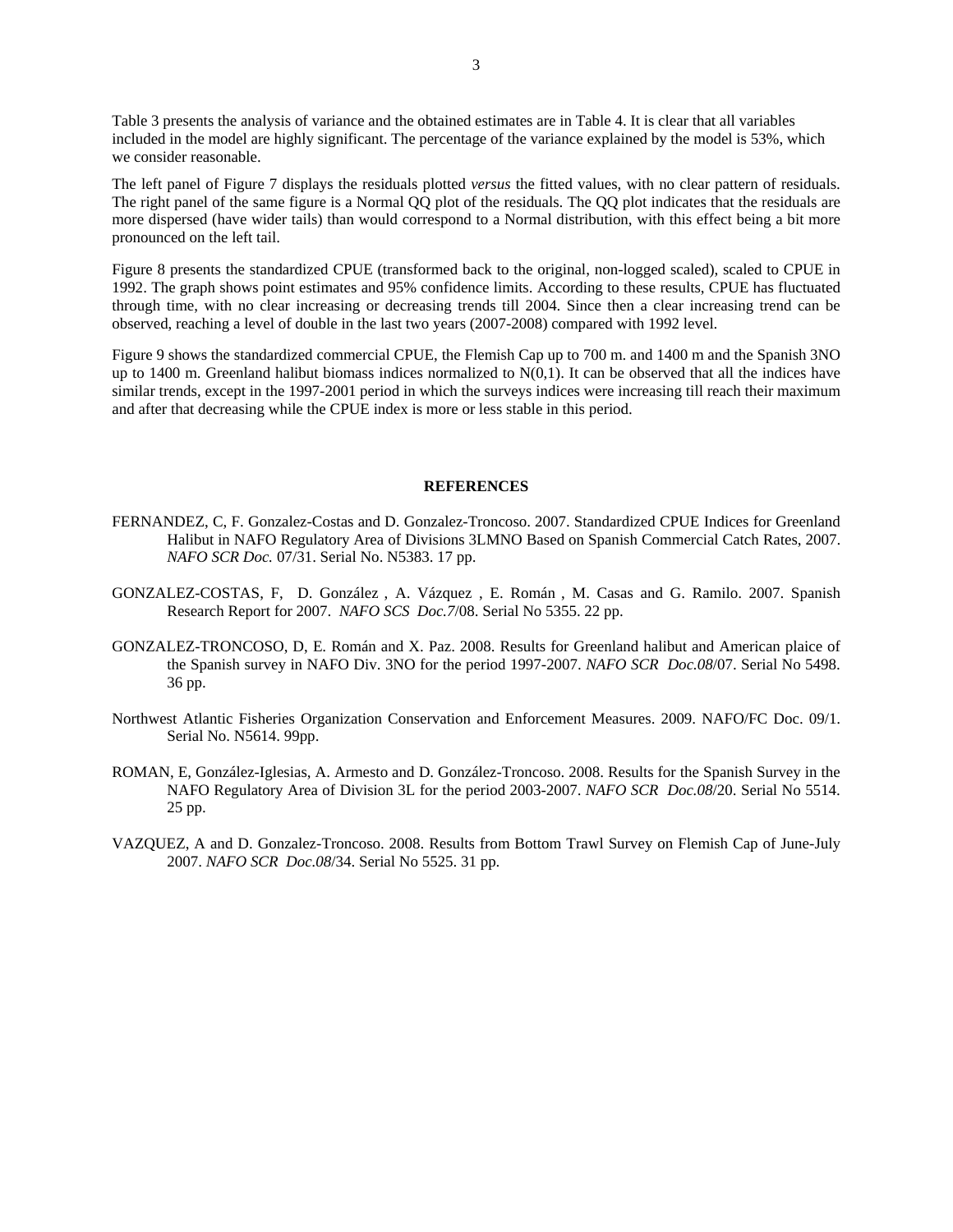Table 3 presents the analysis of variance and the obtained estimates are in Table 4. It is clear that all variables included in the model are highly significant. The percentage of the variance explained by the model is 53%, which we consider reasonable.

The left panel of Figure 7 displays the residuals plotted *versus* the fitted values, with no clear pattern of residuals. The right panel of the same figure is a Normal QQ plot of the residuals. The QQ plot indicates that the residuals are more dispersed (have wider tails) than would correspond to a Normal distribution, with this effect being a bit more pronounced on the left tail.

Figure 8 presents the standardized CPUE (transformed back to the original, non-logged scaled), scaled to CPUE in 1992. The graph shows point estimates and 95% confidence limits. According to these results, CPUE has fluctuated through time, with no clear increasing or decreasing trends till 2004. Since then a clear increasing trend can be observed, reaching a level of double in the last two years (2007-2008) compared with 1992 level.

Figure 9 shows the standardized commercial CPUE, the Flemish Cap up to 700 m. and 1400 m and the Spanish 3NO up to 1400 m. Greenland halibut biomass indices normalized to N(0,1). It can be observed that all the indices have similar trends, except in the 1997-2001 period in which the surveys indices were increasing till reach their maximum and after that decreasing while the CPUE index is more or less stable in this period.

## REFERENCES

FERNANDEZ, C, F. Gonzalez-Costas and D. Gonzalez-Troncoso. 2007. Standardized CPUE Indices for Greenland Halibut in NAFO Regulatory Area of Divisions 3LMNO Based on Spanish Commercial Catch Rates, 2007. *NAFO SCR Doc.* 07/31. Serial No. N5383. 17 pp.

GONZALEZ-COSTAS, F, D. González , A. Vázquez , E. Román , M. Casas and G. Ramilo. 2007. Spanish Research Report for 2007. *NAFO SCS Doc.7*/08. Serial No 5355. 22 pp.

GONZALEZ-TRONCOSO, D, E. Román and X. Paz. 2008. Results for Greenland halibut and American plaice of the Spanish survey in NAFO Div. 3NO for the period 1997-2007. *NAFO SCR Doc.08*/07. Serial No 5498. 36 pp.

Northwest Atlantic Fisheries Organization Conservation and Enforcement Measures. 2009. NAFO/FC Doc. 09/1. Serial No. N5614. 99pp.

ROMAN, E, González-Iglesias, A. Armesto and D. González-Troncoso. 2008. Results for the Spanish Survey in the NAFO Regulatory Area of Division 3L for the period 2003-2007. *NAFO SCR Doc.08*/20. Serial No 5514. 25 pp.

VAZQUEZ, A and D. Gonzalez-Troncoso. 2008. Results from Bottom Trawl Survey on Flemish Cap of June-July 2007. *NAFO SCR Doc.08*/34. Serial No 5525. 31 pp.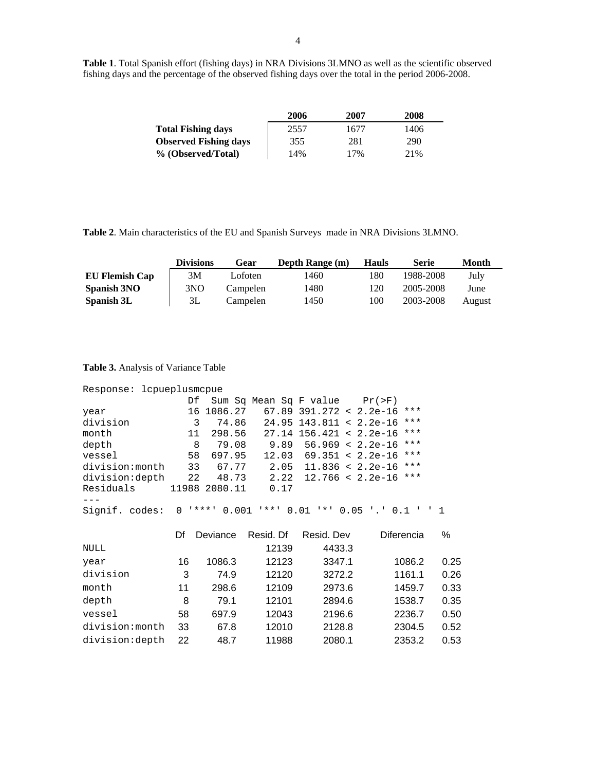**Table 1**. Total Spanish effort (fishing days) in NRA Divisions 3LMNO as well as the scientific observed fishing days and the percentage of the observed fishing days over the total in the period 2006-2008.

| | 2006 | 2007 | 2008 |
|---|---|---|---|
| **Total Fishing days** | 2557 | 1677 | 1406 |
| **Observed Fishing days** | 355 | 281 | 290 |
| **% (Observed/Total)** | 14% | 17% | 21% |

**Table 2**. Main characteristics of the EU and Spanish Surveys made in NRA Divisions 3LMNO.

| | Divisions | Gear | Depth Range (m) | Hauls | Serie | Month |
|---|---|---|---|---|---|---|
| **EU Flemish Cap** | 3M | Lofoten | 1460 | 180 | 1988-2008 | July |
| **Spanish 3NO** | 3NO | Campelen | 1480 | 120 | 2005-2008 | June |
| **Spanish 3L** | 3L | Campelen | 1450 | 100 | 2003-2008 | August |

**Table 3.** Analysis of Variance Table

```
Response: lcpueplusmcpue
                 Df  Sum Sq Mean Sq F value    Pr(>F)    
year             16 1086.27   67.89 391.272 < 2.2e-16 ***
division          3   74.86   24.95 143.811 < 2.2e-16 ***
month            11  298.56   27.14 156.421 < 2.2e-16 ***
depth             8   79.08    9.89  56.969 < 2.2e-16 ***
vessel           58  697.95   12.03  69.351 < 2.2e-16 ***
division:month   33   67.77    2.05  11.836 < 2.2e-16 ***
division:depth   22   48.73    2.22  12.766 < 2.2e-16 ***
Residuals     11988 2080.11    0.17                      
---
Signif. codes:  0 '***' 0.001 '**' 0.01 '*' 0.05 '.' 0.1 ' ' 1
```

| | Df | Deviance | Resid. Df | Resid. Dev | Diferencia | % |
|---|---|---|---|---|---|---|
| NULL | | | 12139 | 4433.3 | | |
| year | 16 | 1086.3 | 12123 | 3347.1 | 1086.2 | 0.25 |
| division | 3 | 74.9 | 12120 | 3272.2 | 1161.1 | 0.26 |
| month | 11 | 298.6 | 12109 | 2973.6 | 1459.7 | 0.33 |
| depth | 8 | 79.1 | 12101 | 2894.6 | 1538.7 | 0.35 |
| vessel | 58 | 697.9 | 12043 | 2196.6 | 2236.7 | 0.50 |
| division:month | 33 | 67.8 | 12010 | 2128.8 | 2304.5 | 0.52 |
| division:depth | 22 | 48.7 | 11988 | 2080.1 | 2353.2 | 0.53 |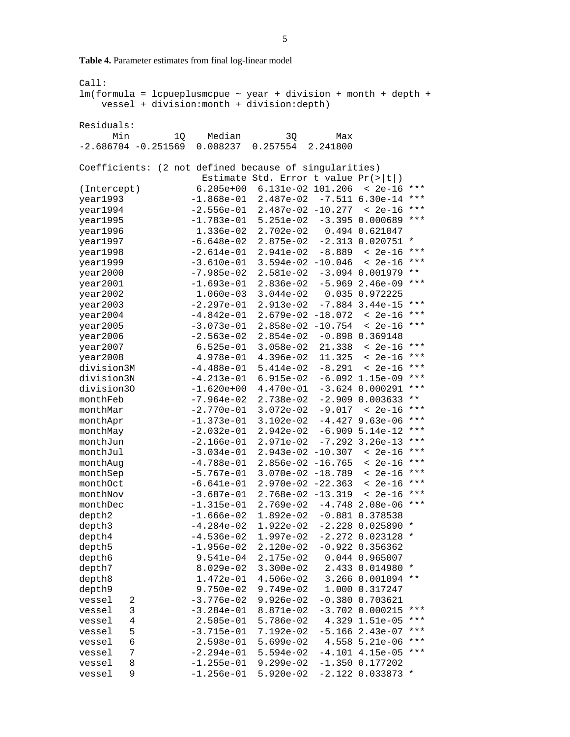**Table 4.** Parameter estimates from final log-linear model

```
Call:
lm(formula = lcpueplusmcpue ~ year + division + month + depth +
    vessel + division:month + division:depth)

Residuals:
      Min        1Q    Median        3Q       Max
-2.686704 -0.251569  0.008237  0.257554  2.241800

Coefficients: (2 not defined because of singularities)
                     Estimate Std. Error t value Pr(>|t|)
(Intercept)         6.205e+00  6.131e-02 101.206  < 2e-16 ***
year1993           -1.868e-01  2.487e-02  -7.511 6.30e-14 ***
year1994           -2.556e-01  2.487e-02 -10.277  < 2e-16 ***
year1995           -1.783e-01  5.251e-02  -3.395 0.000689 ***
year1996            1.336e-02  2.702e-02   0.494 0.621047
year1997           -6.648e-02  2.875e-02  -2.313 0.020751 *
year1998           -2.614e-01  2.941e-02  -8.889  < 2e-16 ***
year1999           -3.610e-01  3.594e-02 -10.046  < 2e-16 ***
year2000           -7.985e-02  2.581e-02  -3.094 0.001979 **
year2001           -1.693e-01  2.836e-02  -5.969 2.46e-09 ***
year2002            1.060e-03  3.044e-02   0.035 0.972225
year2003           -2.297e-01  2.913e-02  -7.884 3.44e-15 ***
year2004           -4.842e-01  2.679e-02 -18.072  < 2e-16 ***
year2005           -3.073e-01  2.858e-02 -10.754  < 2e-16 ***
year2006           -2.563e-02  2.854e-02  -0.898 0.369148
year2007            6.525e-01  3.058e-02  21.338  < 2e-16 ***
year2008            4.978e-01  4.396e-02  11.325  < 2e-16 ***
division3M         -4.488e-01  5.414e-02  -8.291  < 2e-16 ***
division3N         -4.213e-01  6.915e-02  -6.092 1.15e-09 ***
division3O         -1.620e+00  4.470e-01  -3.624 0.000291 ***
monthFeb           -7.964e-02  2.738e-02  -2.909 0.003633 **
monthMar           -2.770e-01  3.072e-02  -9.017  < 2e-16 ***
monthApr           -1.373e-01  3.102e-02  -4.427 9.63e-06 ***
monthMay           -2.032e-01  2.942e-02  -6.909 5.14e-12 ***
monthJun           -2.166e-01  2.971e-02  -7.292 3.26e-13 ***
monthJul           -3.034e-01  2.943e-02 -10.307  < 2e-16 ***
monthAug           -4.788e-01  2.856e-02 -16.765  < 2e-16 ***
monthSep           -5.767e-01  3.070e-02 -18.789  < 2e-16 ***
monthOct           -6.641e-01  2.970e-02 -22.363  < 2e-16 ***
monthNov           -3.687e-01  2.768e-02 -13.319  < 2e-16 ***
monthDec           -1.315e-01  2.769e-02  -4.748 2.08e-06 ***
depth2             -1.666e-02  1.892e-02  -0.881 0.378538
depth3             -4.284e-02  1.922e-02  -2.228 0.025890 *
depth4             -4.536e-02  1.997e-02  -2.272 0.023128 *
depth5             -1.956e-02  2.120e-02  -0.922 0.356362
depth6              9.541e-04  2.175e-02   0.044 0.965007
depth7              8.029e-02  3.300e-02   2.433 0.014980 *
depth8              1.472e-01  4.506e-02   3.266 0.001094 **
depth9              9.750e-02  9.749e-02   1.000 0.317247
vessel   2         -3.776e-02  9.926e-02  -0.380 0.703621
vessel   3         -3.284e-01  8.871e-02  -3.702 0.000215 ***
vessel   4          2.505e-01  5.786e-02   4.329 1.51e-05 ***
vessel   5         -3.715e-01  7.192e-02  -5.166 2.43e-07 ***
vessel   6          2.598e-01  5.699e-02   4.558 5.21e-06 ***
vessel   7         -2.294e-01  5.594e-02  -4.101 4.15e-05 ***
vessel   8         -1.255e-01  9.299e-02  -1.350 0.177202
vessel   9         -1.256e-01  5.920e-02  -2.122 0.033873 *
```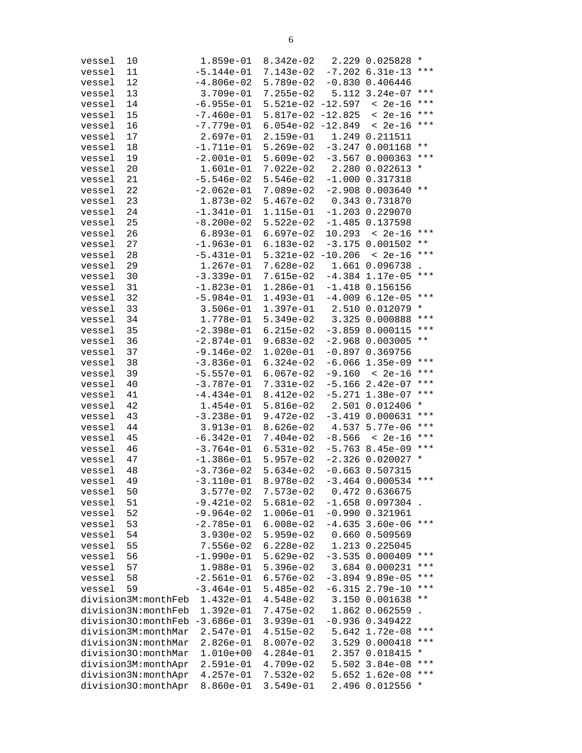```
vessel  10            1.859e-01  8.342e-02   2.229 0.025828 *  
vessel  11           -5.144e-01  7.143e-02  -7.202 6.31e-13 ***
vessel  12           -4.806e-02  5.789e-02  -0.830 0.406446    
vessel  13            3.709e-01  7.255e-02   5.112 3.24e-07 ***
vessel  14           -6.955e-01  5.521e-02 -12.597  < 2e-16 ***
vessel  15           -7.460e-01  5.817e-02 -12.825  < 2e-16 ***
vessel  16           -7.779e-01  6.054e-02 -12.849  < 2e-16 ***
vessel  17            2.697e-01  2.159e-01   1.249 0.211511    
vessel  18           -1.711e-01  5.269e-02  -3.247 0.001168 ** 
vessel  19           -2.001e-01  5.609e-02  -3.567 0.000363 ***
vessel  20            1.601e-01  7.022e-02   2.280 0.022613 *  
vessel  21           -5.546e-02  5.546e-02  -1.000 0.317318    
vessel  22           -2.062e-01  7.089e-02  -2.908 0.003640 ** 
vessel  23            1.873e-02  5.467e-02   0.343 0.731870    
vessel  24           -1.341e-01  1.115e-01  -1.203 0.229070    
vessel  25           -8.200e-02  5.522e-02  -1.485 0.137598    
vessel  26            6.893e-01  6.697e-02  10.293  < 2e-16 ***
vessel  27           -1.963e-01  6.183e-02  -3.175 0.001502 ** 
vessel  28           -5.431e-01  5.321e-02 -10.206  < 2e-16 ***
vessel  29            1.267e-01  7.628e-02   1.661 0.096738 .  
vessel  30           -3.339e-01  7.615e-02  -4.384 1.17e-05 ***
vessel  31           -1.823e-01  1.286e-01  -1.418 0.156156    
vessel  32           -5.984e-01  1.493e-01  -4.009 6.12e-05 ***
vessel  33            3.506e-01  1.397e-01   2.510 0.012079 *  
vessel  34            1.778e-01  5.349e-02   3.325 0.000888 ***
vessel  35           -2.398e-01  6.215e-02  -3.859 0.000115 ***
vessel  36           -2.874e-01  9.683e-02  -2.968 0.003005 ** 
vessel  37           -9.146e-02  1.020e-01  -0.897 0.369756    
vessel  38           -3.836e-01  6.324e-02  -6.066 1.35e-09 ***
vessel  39           -5.557e-01  6.067e-02  -9.160  < 2e-16 ***
vessel  40           -3.787e-01  7.331e-02  -5.166 2.42e-07 ***
vessel  41           -4.434e-01  8.412e-02  -5.271 1.38e-07 ***
vessel  42            1.454e-01  5.816e-02   2.501 0.012406 *  
vessel  43           -3.238e-01  9.472e-02  -3.419 0.000631 ***
vessel  44            3.913e-01  8.626e-02   4.537 5.77e-06 ***
vessel  45           -6.342e-01  7.404e-02  -8.566  < 2e-16 ***
vessel  46           -3.764e-01  6.531e-02  -5.763 8.45e-09 ***
vessel  47           -1.386e-01  5.957e-02  -2.326 0.020027 *  
vessel  48           -3.736e-02  5.634e-02  -0.663 0.507315    
vessel  49           -3.110e-01  8.978e-02  -3.464 0.000534 ***
vessel  50            3.577e-02  7.573e-02   0.472 0.636675    
vessel  51           -9.421e-02  5.681e-02  -1.658 0.097304 .  
vessel  52           -9.964e-02  1.006e-01  -0.990 0.321961    
vessel  53           -2.785e-01  6.008e-02  -4.635 3.60e-06 ***
vessel  54            3.930e-02  5.959e-02   0.660 0.509569    
vessel  55            7.556e-02  6.228e-02   1.213 0.225045    
vessel  56           -1.990e-01  5.629e-02  -3.535 0.000409 ***
vessel  57            1.988e-01  5.396e-02   3.684 0.000231 ***
vessel  58           -2.561e-01  6.576e-02  -3.894 9.89e-05 ***
vessel  59           -3.464e-01  5.485e-02  -6.315 2.79e-10 ***
division3M:monthFeb  1.432e-01  4.548e-02   3.150 0.001638 ** 
division3N:monthFeb  1.392e-01  7.475e-02   1.862 0.062559 .  
division3O:monthFeb -3.686e-01  3.939e-01  -0.936 0.349422    
division3M:monthMar  2.547e-01  4.515e-02   5.642 1.72e-08 ***
division3N:monthMar  2.826e-01  8.007e-02   3.529 0.000418 ***
division3O:monthMar  1.010e+00  4.284e-01   2.357 0.018415 *  
division3M:monthApr  2.591e-01  4.709e-02   5.502 3.84e-08 ***
division3N:monthApr  4.257e-01  7.532e-02   5.652 1.62e-08 ***
division3O:monthApr  8.860e-01  3.549e-01   2.496 0.012556 *  
```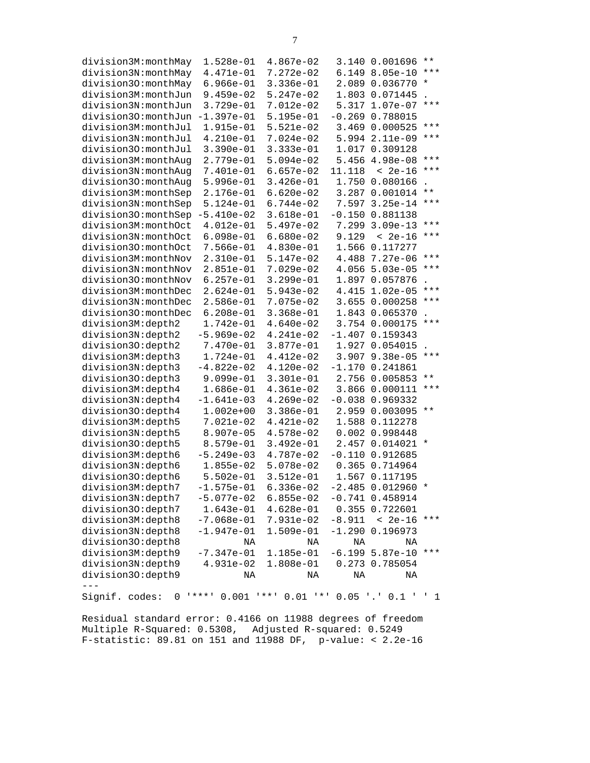```
division3M:monthMay  1.528e-01  4.867e-02   3.140 0.001696 ** 
division3N:monthMay  4.471e-01  7.272e-02   6.149 8.05e-10 ***
division3O:monthMay  6.966e-01  3.336e-01   2.089 0.036770 *  
division3M:monthJun  9.459e-02  5.247e-02   1.803 0.071445 .  
division3N:monthJun  3.729e-01  7.012e-02   5.317 1.07e-07 ***
division3O:monthJun -1.397e-01  5.195e-01  -0.269 0.788015    
division3M:monthJul  1.915e-01  5.521e-02   3.469 0.000525 ***
division3N:monthJul  4.210e-01  7.024e-02   5.994 2.11e-09 ***
division3O:monthJul  3.390e-01  3.333e-01   1.017 0.309128    
division3M:monthAug  2.779e-01  5.094e-02   5.456 4.98e-08 ***
division3N:monthAug  7.401e-01  6.657e-02  11.118  < 2e-16 ***
division3O:monthAug  5.996e-01  3.426e-01   1.750 0.080166 .  
division3M:monthSep  2.176e-01  6.620e-02   3.287 0.001014 ** 
division3N:monthSep  5.124e-01  6.744e-02   7.597 3.25e-14 ***
division3O:monthSep -5.410e-02  3.618e-01  -0.150 0.881138    
division3M:monthOct  4.012e-01  5.497e-02   7.299 3.09e-13 ***
division3N:monthOct  6.098e-01  6.680e-02   9.129  < 2e-16 ***
division3O:monthOct  7.566e-01  4.830e-01   1.566 0.117277    
division3M:monthNov  2.310e-01  5.147e-02   4.488 7.27e-06 ***
division3N:monthNov  2.851e-01  7.029e-02   4.056 5.03e-05 ***
division3O:monthNov  6.257e-01  3.299e-01   1.897 0.057876 .  
division3M:monthDec  2.624e-01  5.943e-02   4.415 1.02e-05 ***
division3N:monthDec  2.586e-01  7.075e-02   3.655 0.000258 ***
division3O:monthDec  6.208e-01  3.368e-01   1.843 0.065370 .  
division3M:depth2    1.742e-01  4.640e-02   3.754 0.000175 ***
division3N:depth2   -5.969e-02  4.241e-02  -1.407 0.159343    
division3O:depth2    7.470e-01  3.877e-01   1.927 0.054015 .  
division3M:depth3    1.724e-01  4.412e-02   3.907 9.38e-05 ***
division3N:depth3   -4.822e-02  4.120e-02  -1.170 0.241861    
division3O:depth3    9.099e-01  3.301e-01   2.756 0.005853 ** 
division3M:depth4    1.686e-01  4.361e-02   3.866 0.000111 ***
division3N:depth4   -1.641e-03  4.269e-02  -0.038 0.969332    
division3O:depth4    1.002e+00  3.386e-01   2.959 0.003095 ** 
division3M:depth5    7.021e-02  4.421e-02   1.588 0.112278    
division3N:depth5    8.907e-05  4.578e-02   0.002 0.998448    
division3O:depth5    8.579e-01  3.492e-01   2.457 0.014021 *  
division3M:depth6   -5.249e-03  4.787e-02  -0.110 0.912685    
division3N:depth6    1.855e-02  5.078e-02   0.365 0.714964    
division3O:depth6    5.502e-01  3.512e-01   1.567 0.117195    
division3M:depth7   -1.575e-01  6.336e-02  -2.485 0.012960 *  
division3N:depth7   -5.077e-02  6.855e-02  -0.741 0.458914    
division3O:depth7    1.643e-01  4.628e-01   0.355 0.722601    
division3M:depth8   -7.068e-01  7.931e-02  -8.911  < 2e-16 ***
division3N:depth8   -1.947e-01  1.509e-01  -1.290 0.196973    
division3O:depth8           NA         NA      NA       NA    
division3M:depth9   -7.347e-01  1.185e-01  -6.199 5.87e-10 ***
division3N:depth9    4.931e-02  1.808e-01   0.273 0.785054    
division3O:depth9           NA         NA      NA       NA    
---
Signif. codes:  0 '***' 0.001 '**' 0.01 '*' 0.05 '.' 0.1 ' ' 1 

Residual standard error: 0.4166 on 11988 degrees of freedom
Multiple R-Squared: 0.5308,   Adjusted R-squared: 0.5249 
F-statistic: 89.81 on 151 and 11988 DF,  p-value: < 2.2e-16
```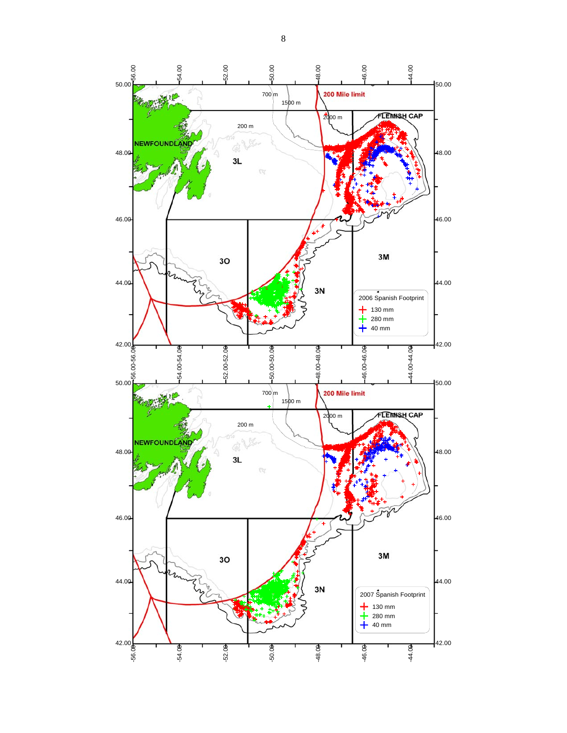2006 Spanish Footprint

- 130 mm
- 280 mm
- 40 mm

2007 Spanish Footprint

- 130 mm
- 280 mm
- 40 mm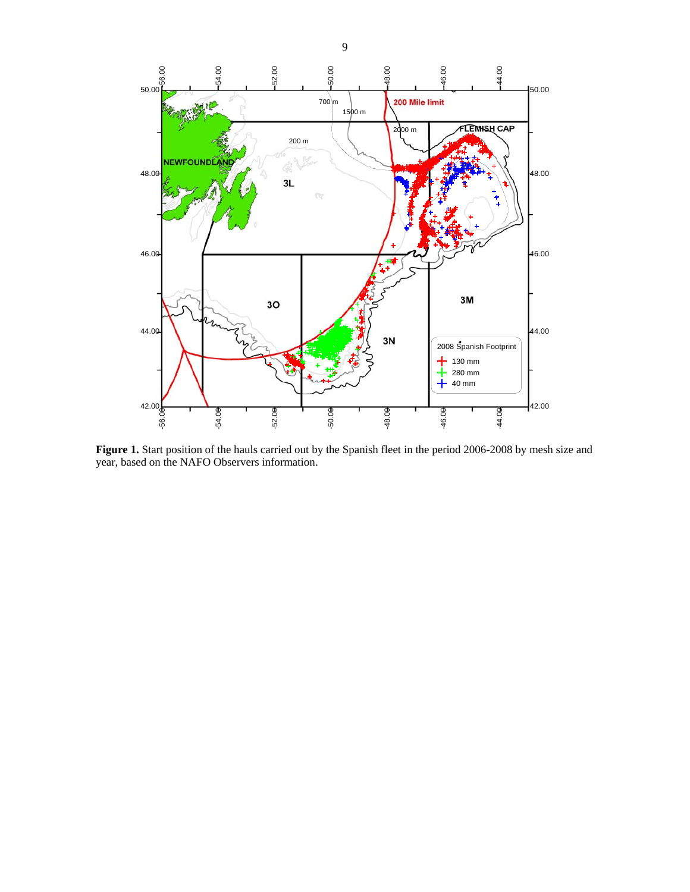**Figure 1.** Start position of the hauls carried out by the Spanish fleet in the period 2006-2008 by mesh size and year, based on the NAFO Observers information.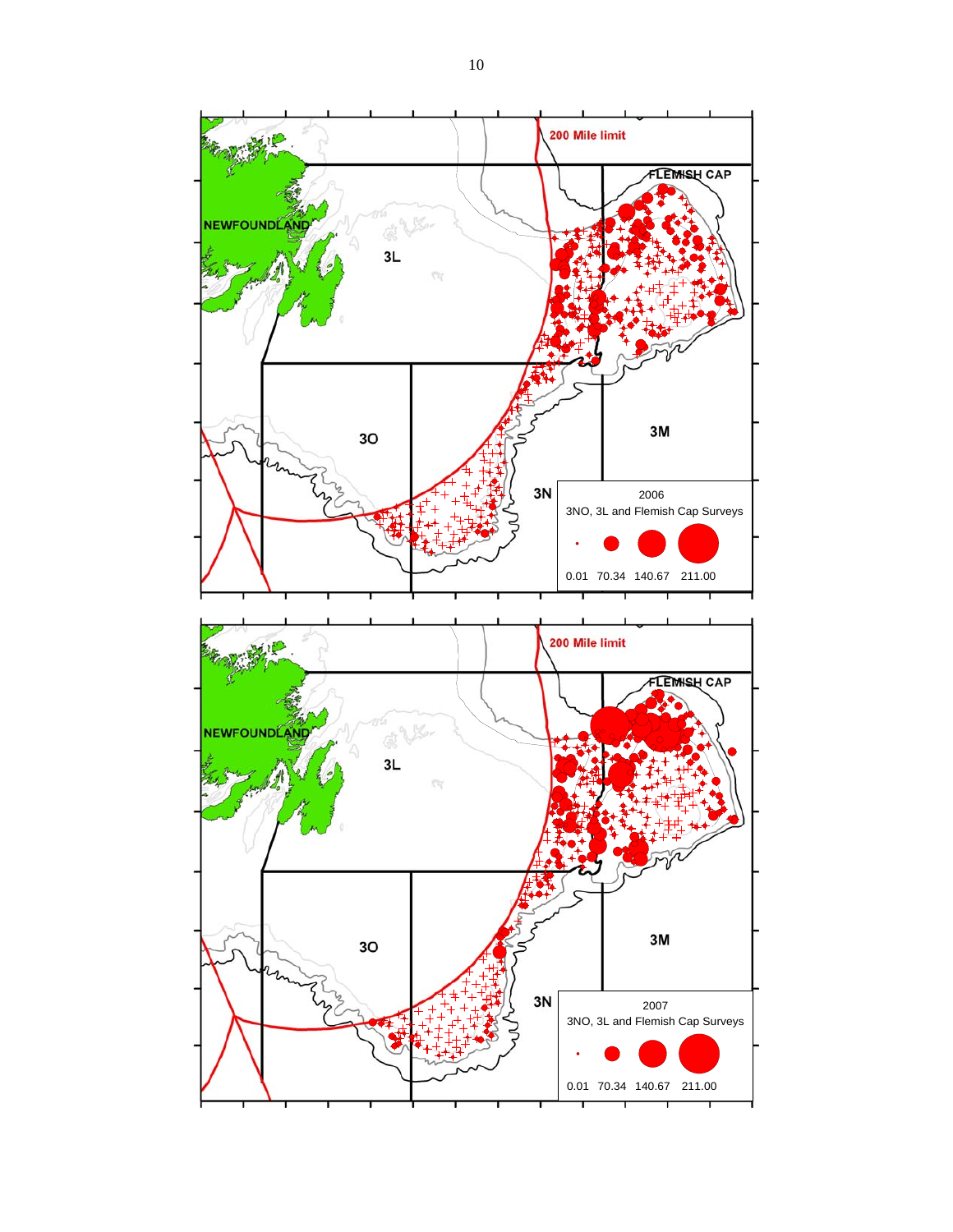200 Mile limit

FLEMISH CAP

NEWFOUNDLAND

3L

3O

3M

3N

2006

3NO, 3L and Flemish Cap Surveys

0.01 70.34 140.67 211.00

200 Mile limit

FLEMISH CAP

NEWFOUNDLAND

3L

3O

3M

3N

2007

3NO, 3L and Flemish Cap Surveys

0.01 70.34 140.67 211.00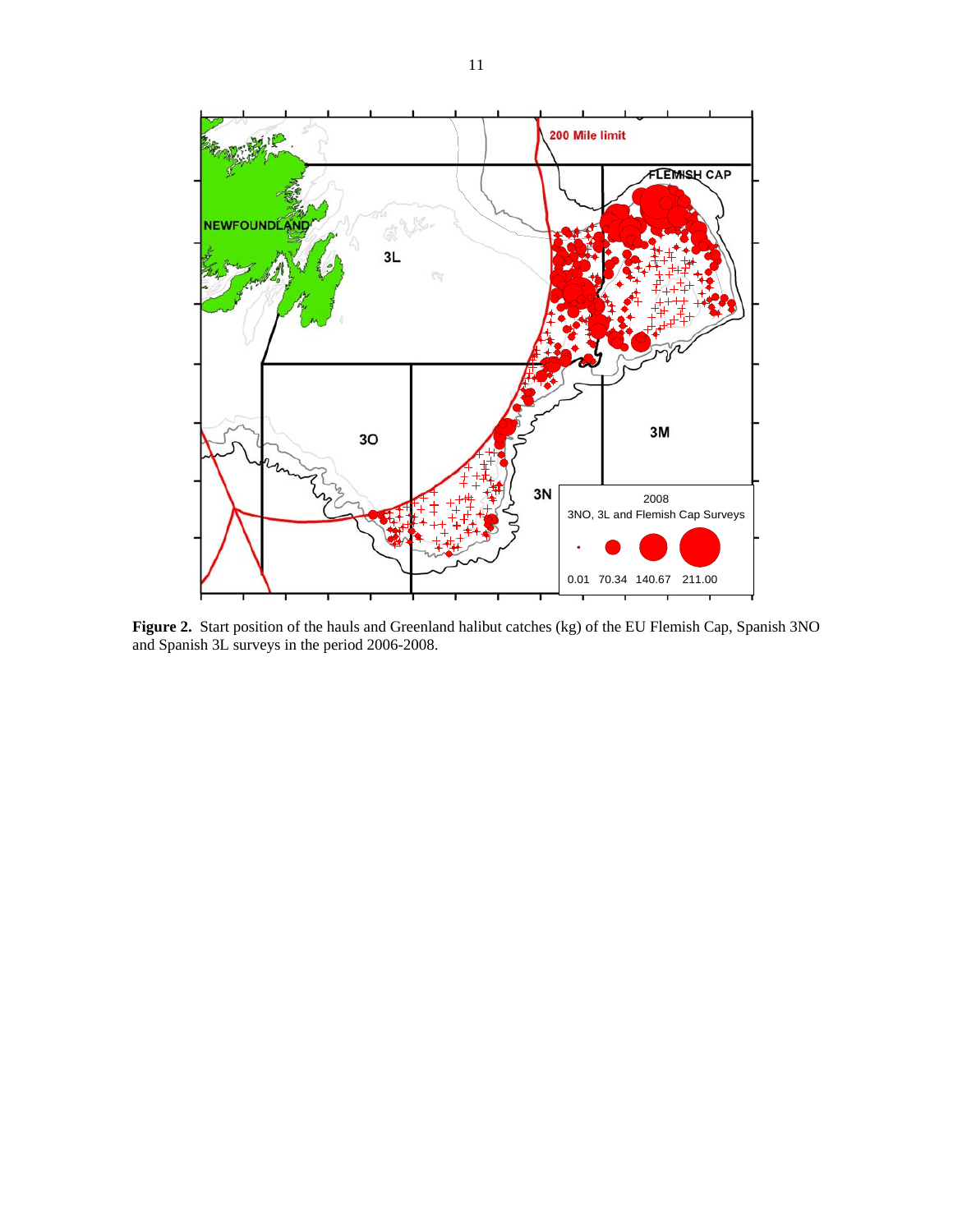**Figure 2.** Start position of the hauls and Greenland halibut catches (kg) of the EU Flemish Cap, Spanish 3NO and Spanish 3L surveys in the period 2006-2008.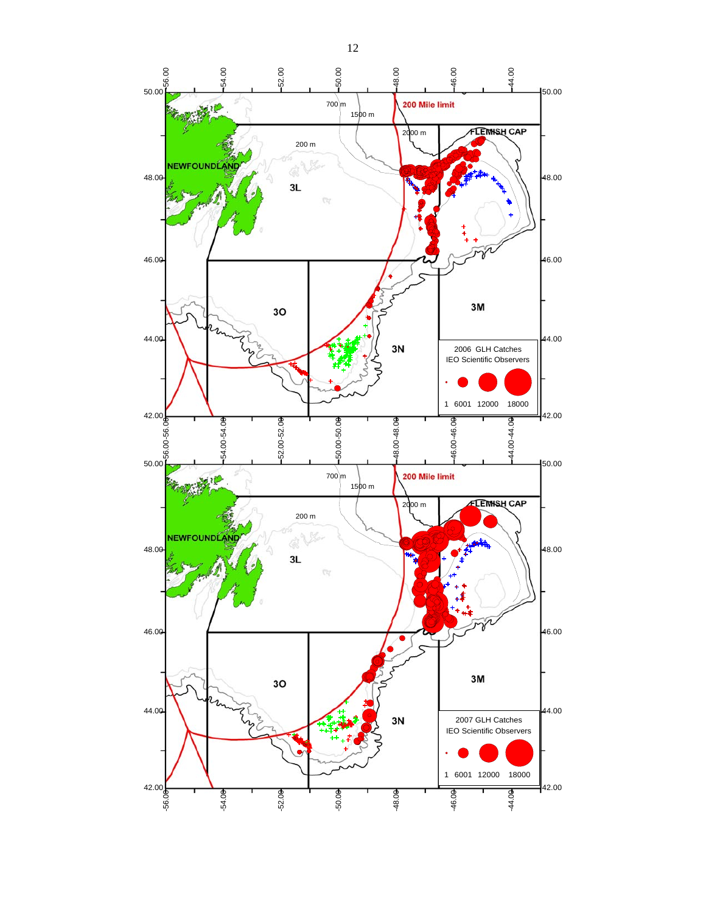2006 GLH Catches
IEO Scientific Observers

1 6001 12000 18000

2007 GLH Catches
IEO Scientific Observers

1 6001 12000 18000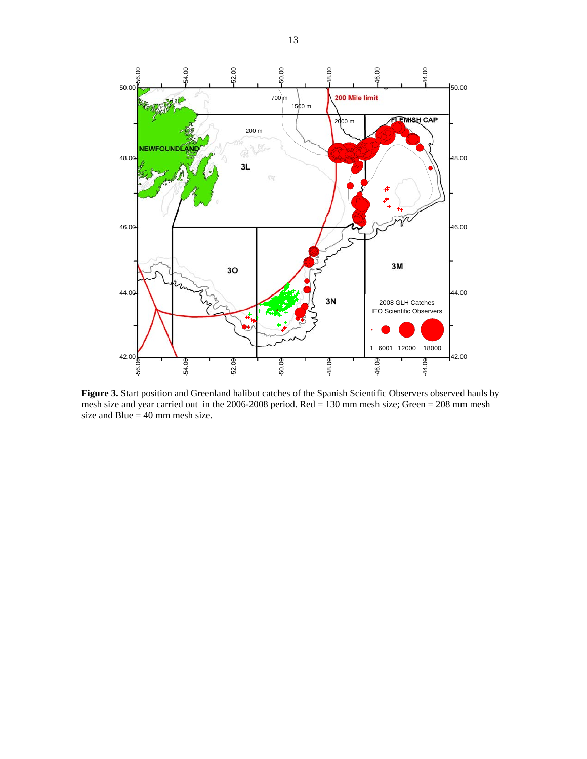**Figure 3.** Start position and Greenland halibut catches of the Spanish Scientific Observers observed hauls by mesh size and year carried out in the 2006-2008 period. Red = 130 mm mesh size; Green = 208 mm mesh size and Blue = 40 mm mesh size.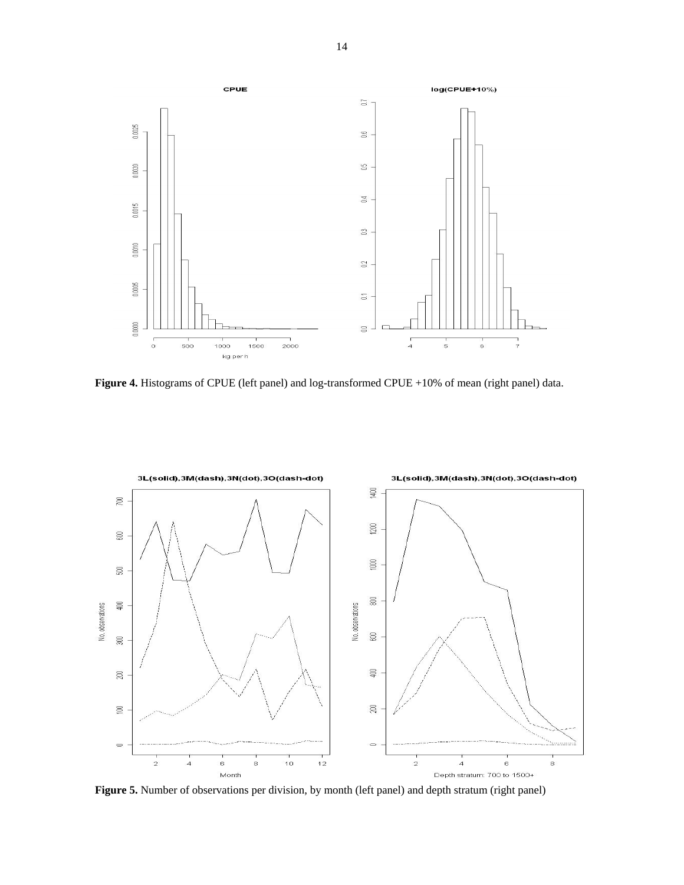**Figure 4.** Histograms of CPUE (left panel) and log-transformed CPUE +10% of mean (right panel) data.

**Figure 5.** Number of observations per division, by month (left panel) and depth stratum (right panel)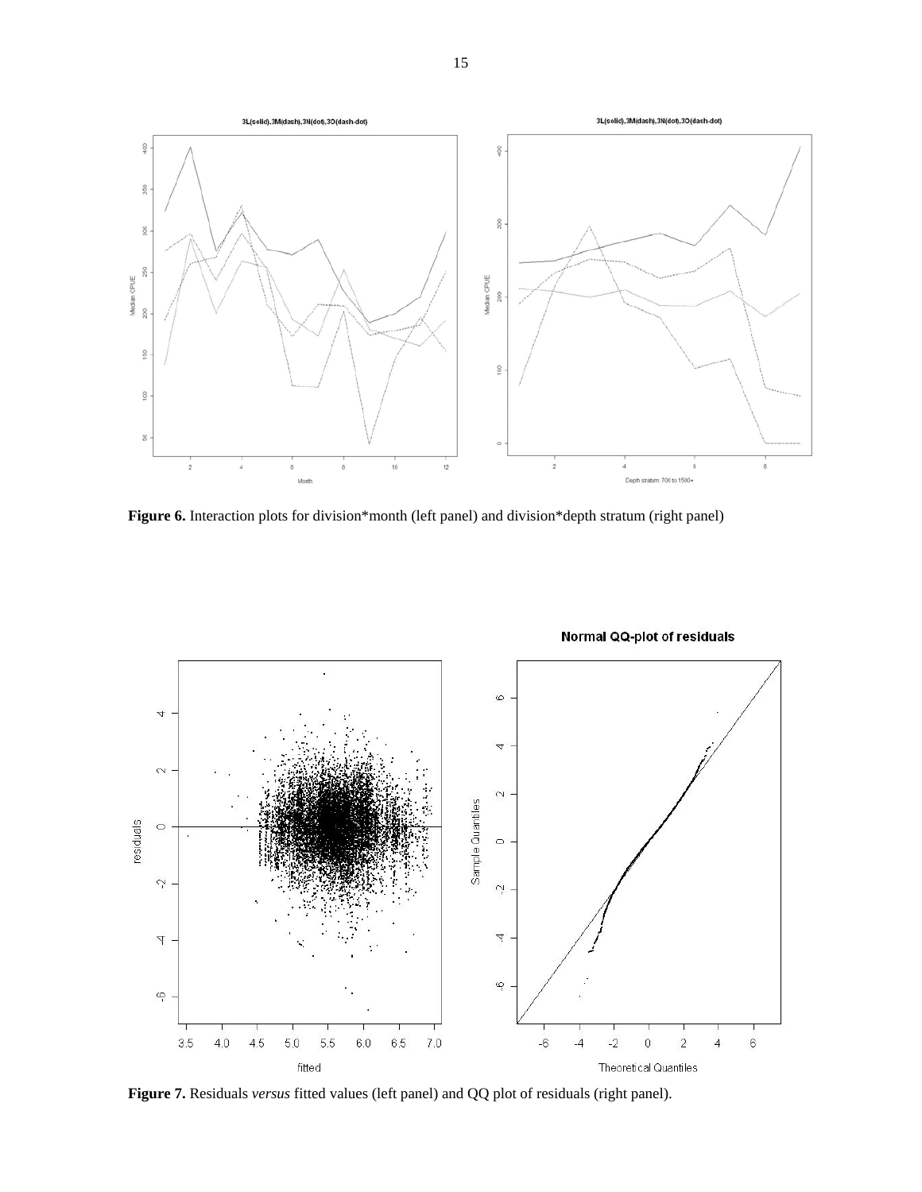**Figure 6.** Interaction plots for division*month (left panel) and division*depth stratum (right panel)

**Figure 7.** Residuals *versus* fitted values (left panel) and QQ plot of residuals (right panel).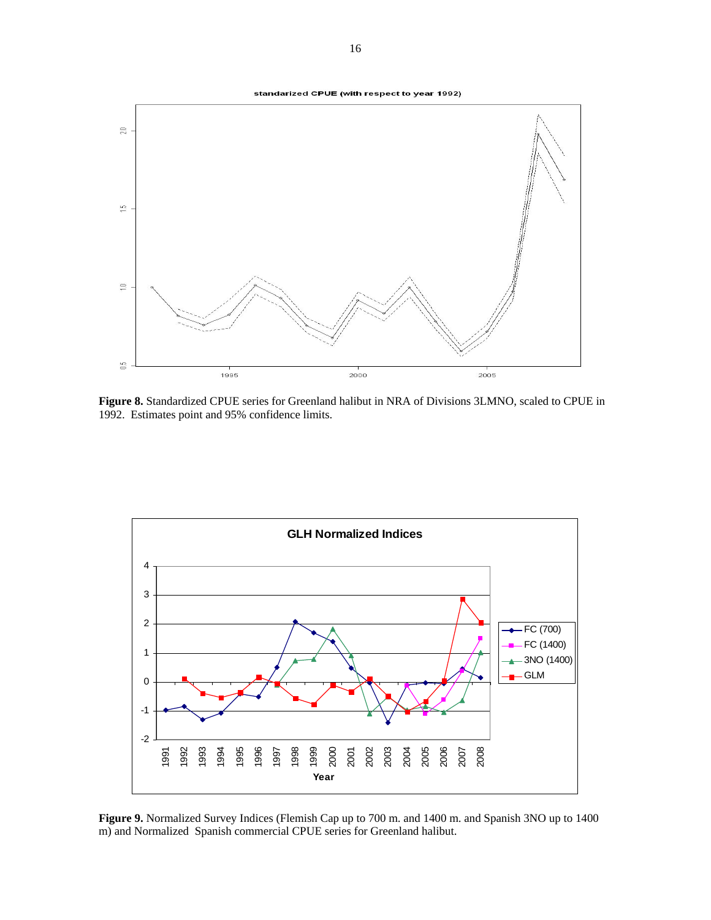standarized CPUE (with respect to year 1992)

0.5
1.0
1.5
2.0

1995
2000
2005

**Figure 8.** Standardized CPUE series for Greenland halibut in NRA of Divisions 3LMNO, scaled to CPUE in 1992. Estimates point and 95% confidence limits.

GLH Normalized Indices

4
3
2
1
0
-1
-2

1991 1992 1993 1994 1995 1996 1997 1998 1999 2000 2001 2002 2003 2004 2005 2006 2007 2008

Year

FC (700)
FC (1400)
3NO (1400)
GLM

**Figure 9.** Normalized Survey Indices (Flemish Cap up to 700 m. and 1400 m. and Spanish 3NO up to 1400 m) and Normalized Spanish commercial CPUE series for Greenland halibut.